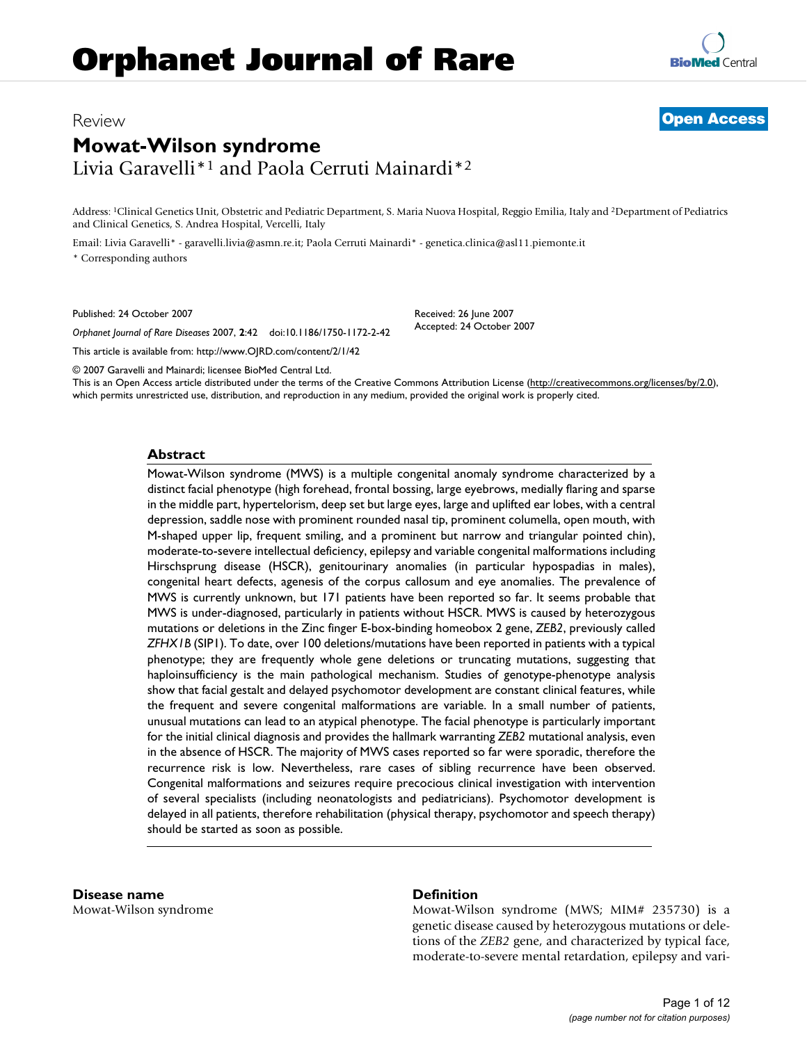# Orphanet Journal of Rare

Review

**Open Access**

# Mowat-Wilson syndrome

Livia Garavelli*[1] and Paola Cerruti Mainardi*[2]

Address: [1]Clinical Genetics Unit, Obstetric and Pediatric Department, S. Maria Nuova Hospital, Reggio Emilia, Italy and [2]Department of Pediatrics and Clinical Genetics, S. Andrea Hospital, Vercelli, Italy

Email: Livia Garavelli* - garavelli.livia@asmn.re.it; Paola Cerruti Mainardi* - genetica.clinica@asl11.piemonte.it

\* Corresponding authors

Published: 24 October 2007

*Orphanet Journal of Rare Diseases* 2007, **2**:42 doi:10.1186/1750-1172-2-42

Received: 26 June 2007
Accepted: 24 October 2007

This article is available from: http://www.OJRD.com/content/2/1/42

© 2007 Garavelli and Mainardi; licensee BioMed Central Ltd.
This is an Open Access article distributed under the terms of the Creative Commons Attribution License (http://creativecommons.org/licenses/by/2.0), which permits unrestricted use, distribution, and reproduction in any medium, provided the original work is properly cited.

## Abstract

Mowat-Wilson syndrome (MWS) is a multiple congenital anomaly syndrome characterized by a distinct facial phenotype (high forehead, frontal bossing, large eyebrows, medially flaring and sparse in the middle part, hypertelorism, deep set but large eyes, large and uplifted ear lobes, with a central depression, saddle nose with prominent rounded nasal tip, prominent columella, open mouth, with M-shaped upper lip, frequent smiling, and a prominent but narrow and triangular pointed chin), moderate-to-severe intellectual deficiency, epilepsy and variable congenital malformations including Hirschsprung disease (HSCR), genitourinary anomalies (in particular hypospadias in males), congenital heart defects, agenesis of the corpus callosum and eye anomalies. The prevalence of MWS is currently unknown, but 171 patients have been reported so far. It seems probable that MWS is under-diagnosed, particularly in patients without HSCR. MWS is caused by heterozygous mutations or deletions in the Zinc finger E-box-binding homeobox 2 gene, *ZEB2*, previously called *ZFHX1B* (SIP1). To date, over 100 deletions/mutations have been reported in patients with a typical phenotype; they are frequently whole gene deletions or truncating mutations, suggesting that haploinsufficiency is the main pathological mechanism. Studies of genotype-phenotype analysis show that facial gestalt and delayed psychomotor development are constant clinical features, while the frequent and severe congenital malformations are variable. In a small number of patients, unusual mutations can lead to an atypical phenotype. The facial phenotype is particularly important for the initial clinical diagnosis and provides the hallmark warranting *ZEB2* mutational analysis, even in the absence of HSCR. The majority of MWS cases reported so far were sporadic, therefore the recurrence risk is low. Nevertheless, rare cases of sibling recurrence have been observed. Congenital malformations and seizures require precocious clinical investigation with intervention of several specialists (including neonatologists and pediatricians). Psychomotor development is delayed in all patients, therefore rehabilitation (physical therapy, psychomotor and speech therapy) should be started as soon as possible.

## Disease name

Mowat-Wilson syndrome

## Definition

Mowat-Wilson syndrome (MWS; MIM# 235730) is a genetic disease caused by heterozygous mutations or deletions of the *ZEB2* gene, and characterized by typical face, moderate-to-severe mental retardation, epilepsy and vari-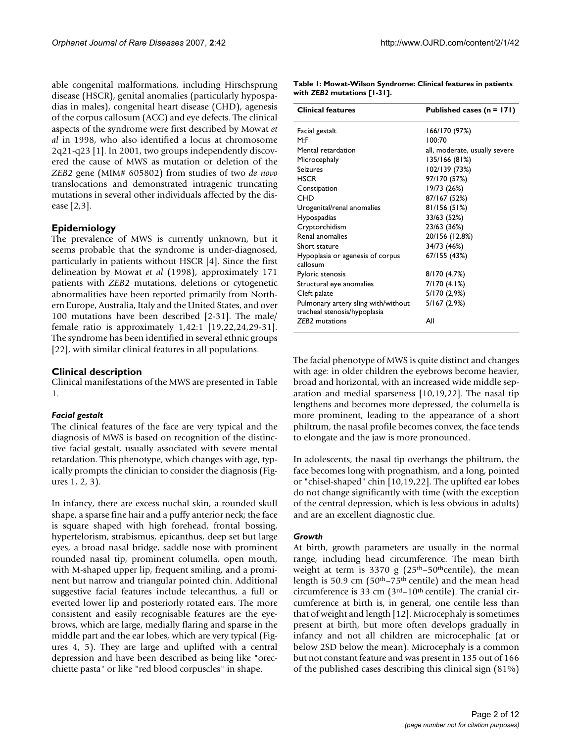able congenital malformations, including Hirschsprung disease (HSCR), genital anomalies (particularly hypospadias in males), congenital heart disease (CHD), agenesis of the corpus callosum (ACC) and eye defects. The clinical aspects of the syndrome were first described by Mowat *et al* in 1998, who also identified a locus at chromosome 2q21-q23 [1]. In 2001, two groups independently discovered the cause of MWS as mutation or deletion of the *ZEB2* gene (MIM# 605802) from studies of two *de novo* translocations and demonstrated intragenic truncating mutations in several other individuals affected by the disease [2,3].

## Epidemiology

The prevalence of MWS is currently unknown, but it seems probable that the syndrome is under-diagnosed, particularly in patients without HSCR [4]. Since the first delineation by Mowat *et al* (1998), approximately 171 patients with *ZEB2* mutations, deletions or cytogenetic abnormalities have been reported primarily from Northern Europe, Australia, Italy and the United States, and over 100 mutations have been described [2-31]. The male/female ratio is approximately 1,42:1 [19,22,24,29-31]. The syndrome has been identified in several ethnic groups [22], with similar clinical features in all populations.

## Clinical description

Clinical manifestations of the MWS are presented in Table 1.

**Table 1: Mowat-Wilson Syndrome: Clinical features in patients with *ZEB2* mutations [1-31].**

| Clinical features | Published cases (n = 171) |
|---|---|
| Facial gestalt | 166/170 (97%) |
| M:F | 100:70 |
| Mental retardation | all, moderate, usually severe |
| Microcephaly | 135/166 (81%) |
| Seizures | 102/139 (73%) |
| HSCR | 97/170 (57%) |
| Constipation | 19/73 (26%) |
| CHD | 87/167 (52%) |
| Urogenital/renal anomalies | 81/156 (51%) |
| Hypospadias | 33/63 (52%) |
| Cryptorchidism | 23/63 (36%) |
| Renal anomalies | 20/156 (12.8%) |
| Short stature | 34/73 (46%) |
| Hypoplasia or agenesis of corpus callosum | 67/155 (43%) |
| Pyloric stenosis | 8/170 (4.7%) |
| Structural eye anomalies | 7/170 (4.1%) |
| Cleft palate | 5/170 (2,9%) |
| Pulmonary artery sling with/without tracheal stenosis/hypoplasia | 5/167 (2.9%) |
| *ZEB2* mutations | All |

### *Facial gestalt*

The clinical features of the face are very typical and the diagnosis of MWS is based on recognition of the distinctive facial gestalt, usually associated with severe mental retardation. This phenotype, which changes with age, typically prompts the clinician to consider the diagnosis (Figures 1, 2, 3).

In infancy, there are excess nuchal skin, a rounded skull shape, a sparse fine hair and a puffy anterior neck; the face is square shaped with high forehead, frontal bossing, hypertelorism, strabismus, epicanthus, deep set but large eyes, a broad nasal bridge, saddle nose with prominent rounded nasal tip, prominent columella, open mouth, with M-shaped upper lip, frequent smiling, and a prominent but narrow and triangular pointed chin. Additional suggestive facial features include telecanthus, a full or everted lower lip and posteriorly rotated ears. The more consistent and easily recognisable features are the eyebrows, which are large, medially flaring and sparse in the middle part and the ear lobes, which are very typical (Figures 4, 5). They are large and uplifted with a central depression and have been described as being like "orecchiette pasta" or like "red blood corpuscles" in shape.

The facial phenotype of MWS is quite distinct and changes with age: in older children the eyebrows become heavier, broad and horizontal, with an increased wide middle separation and medial sparseness [10,19,22]. The nasal tip lengthens and becomes more depressed, the columella is more prominent, leading to the appearance of a short philtrum, the nasal profile becomes convex, the face tends to elongate and the jaw is more pronounced.

In adolescents, the nasal tip overhangs the philtrum, the face becomes long with prognathism, and a long, pointed or "chisel-shaped" chin [10,19,22]. The uplifted ear lobes do not change significantly with time (with the exception of the central depression, which is less obvious in adults) and are an excellent diagnostic clue.

### *Growth*

At birth, growth parameters are usually in the normal range, including head circumference. The mean birth weight at term is 3370 g (25th–50th centile), the mean length is 50.9 cm (50th–75th centile) and the mean head circumference is 33 cm (3rd–10th centile). The cranial circumference at birth is, in general, one centile less than that of weight and length [12]. Microcephaly is sometimes present at birth, but more often develops gradually in infancy and not all children are microcephalic (at or below 2SD below the mean). Microcephaly is a common but not constant feature and was present in 135 out of 166 of the published cases describing this clinical sign (81%)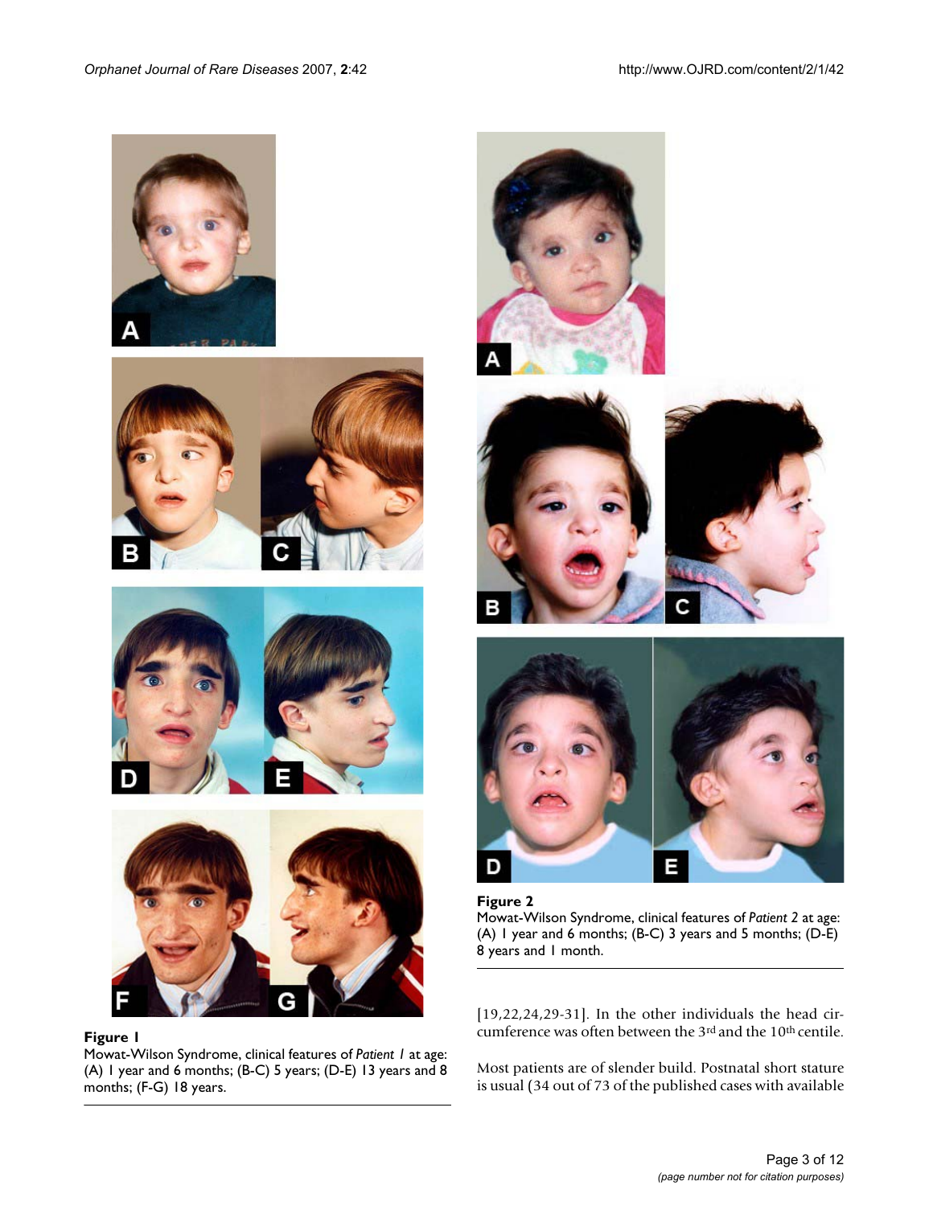**Figure 1**
Mowat-Wilson Syndrome, clinical features of *Patient 1* at age: (A) 1 year and 6 months; (B-C) 5 years; (D-E) 13 years and 8 months; (F-G) 18 years.

**Figure 2**
Mowat-Wilson Syndrome, clinical features of *Patient 2* at age: (A) 1 year and 6 months; (B-C) 3 years and 5 months; (D-E) 8 years and 1 month.

[19,22,24,29-31]. In the other individuals the head circumference was often between the 3rd and the 10th centile.

Most patients are of slender build. Postnatal short stature is usual (34 out of 73 of the published cases with available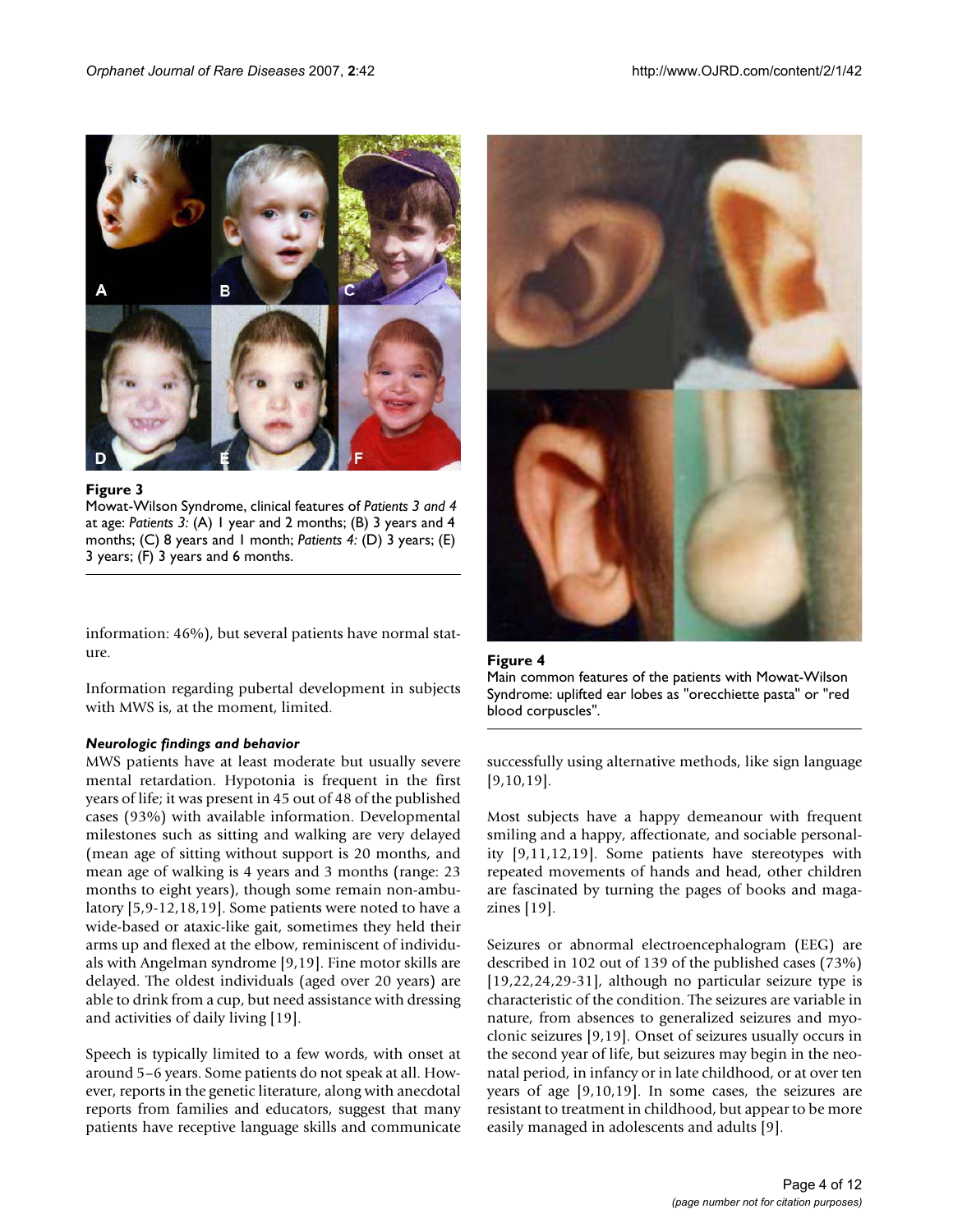**Figure 3**

Mowat-Wilson Syndrome, clinical features of *Patients 3 and 4* at age: *Patients 3:* (A) 1 year and 2 months; (B) 3 years and 4 months; (C) 8 years and 1 month; *Patients 4:* (D) 3 years; (E) 3 years; (F) 3 years and 6 months.

information: 46%), but several patients have normal stature.

Information regarding pubertal development in subjects with MWS is, at the moment, limited.

***Neurologic findings and behavior***

MWS patients have at least moderate but usually severe mental retardation. Hypotonia is frequent in the first years of life; it was present in 45 out of 48 of the published cases (93%) with available information. Developmental milestones such as sitting and walking are very delayed (mean age of sitting without support is 20 months, and mean age of walking is 4 years and 3 months (range: 23 months to eight years), though some remain non-ambulatory [5,9-12,18,19]. Some patients were noted to have a wide-based or ataxic-like gait, sometimes they held their arms up and flexed at the elbow, reminiscent of individuals with Angelman syndrome [9,19]. Fine motor skills are delayed. The oldest individuals (aged over 20 years) are able to drink from a cup, but need assistance with dressing and activities of daily living [19].

Speech is typically limited to a few words, with onset at around 5–6 years. Some patients do not speak at all. However, reports in the genetic literature, along with anecdotal reports from families and educators, suggest that many patients have receptive language skills and communicate successfully using alternative methods, like sign language [9,10,19].

**Figure 4**

Main common features of the patients with Mowat-Wilson Syndrome: uplifted ear lobes as "orecchiette pasta" or "red blood corpuscles".

Most subjects have a happy demeanour with frequent smiling and a happy, affectionate, and sociable personality [9,11,12,19]. Some patients have stereotypes with repeated movements of hands and head, other children are fascinated by turning the pages of books and magazines [19].

Seizures or abnormal electroencephalogram (EEG) are described in 102 out of 139 of the published cases (73%) [19,22,24,29-31], although no particular seizure type is characteristic of the condition. The seizures are variable in nature, from absences to generalized seizures and myoclonic seizures [9,19]. Onset of seizures usually occurs in the second year of life, but seizures may begin in the neonatal period, in infancy or in late childhood, or at over ten years of age [9,10,19]. In some cases, the seizures are resistant to treatment in childhood, but appear to be more easily managed in adolescents and adults [9].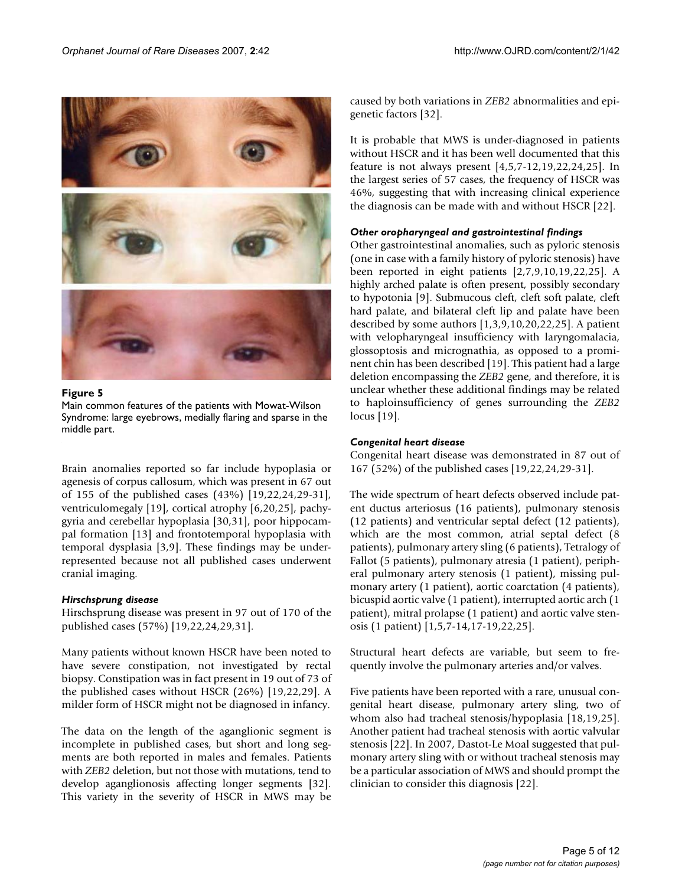**Figure 5**

Main common features of the patients with Mowat-Wilson Syndrome: large eyebrows, medially flaring and sparse in the middle part.

Brain anomalies reported so far include hypoplasia or agenesis of corpus callosum, which was present in 67 out of 155 of the published cases (43%) [19,22,24,29-31], ventriculomegaly [19], cortical atrophy [6,20,25], pachygyria and cerebellar hypoplasia [30,31], poor hippocampal formation [13] and frontotemporal hypoplasia with temporal dysplasia [3,9]. These findings may be underrepresented because not all published cases underwent cranial imaging.

### *Hirschsprung disease*

Hirschsprung disease was present in 97 out of 170 of the published cases (57%) [19,22,24,29,31].

Many patients without known HSCR have been noted to have severe constipation, not investigated by rectal biopsy. Constipation was in fact present in 19 out of 73 of the published cases without HSCR (26%) [19,22,29]. A milder form of HSCR might not be diagnosed in infancy.

The data on the length of the aganglionic segment is incomplete in published cases, but short and long segments are both reported in males and females. Patients with *ZEB2* deletion, but not those with mutations, tend to develop aganglionosis affecting longer segments [32]. This variety in the severity of HSCR in MWS may be caused by both variations in *ZEB2* abnormalities and epigenetic factors [32].

It is probable that MWS is under-diagnosed in patients without HSCR and it has been well documented that this feature is not always present [4,5,7-12,19,22,24,25]. In the largest series of 57 cases, the frequency of HSCR was 46%, suggesting that with increasing clinical experience the diagnosis can be made with and without HSCR [22].

### *Other oropharyngeal and gastrointestinal findings*

Other gastrointestinal anomalies, such as pyloric stenosis (one in case with a family history of pyloric stenosis) have been reported in eight patients [2,7,9,10,19,22,25]. A highly arched palate is often present, possibly secondary to hypotonia [9]. Submucous cleft, cleft soft palate, cleft hard palate, and bilateral cleft lip and palate have been described by some authors [1,3,9,10,20,22,25]. A patient with velopharyngeal insufficiency with laryngomalacia, glossoptosis and micrognathia, as opposed to a prominent chin has been described [19]. This patient had a large deletion encompassing the *ZEB2* gene, and therefore, it is unclear whether these additional findings may be related to haploinsufficiency of genes surrounding the *ZEB2* locus [19].

### *Congenital heart disease*

Congenital heart disease was demonstrated in 87 out of 167 (52%) of the published cases [19,22,24,29-31].

The wide spectrum of heart defects observed include patent ductus arteriosus (16 patients), pulmonary stenosis (12 patients) and ventricular septal defect (12 patients), which are the most common, atrial septal defect (8 patients), pulmonary artery sling (6 patients), Tetralogy of Fallot (5 patients), pulmonary atresia (1 patient), peripheral pulmonary artery stenosis (1 patient), missing pulmonary artery (1 patient), aortic coarctation (4 patients), bicuspid aortic valve (1 patient), interrupted aortic arch (1 patient), mitral prolapse (1 patient) and aortic valve stenosis (1 patient) [1,5,7-14,17-19,22,25].

Structural heart defects are variable, but seem to frequently involve the pulmonary arteries and/or valves.

Five patients have been reported with a rare, unusual congenital heart disease, pulmonary artery sling, two of whom also had tracheal stenosis/hypoplasia [18,19,25]. Another patient had tracheal stenosis with aortic valvular stenosis [22]. In 2007, Dastot-Le Moal suggested that pulmonary artery sling with or without tracheal stenosis may be a particular association of MWS and should prompt the clinician to consider this diagnosis [22].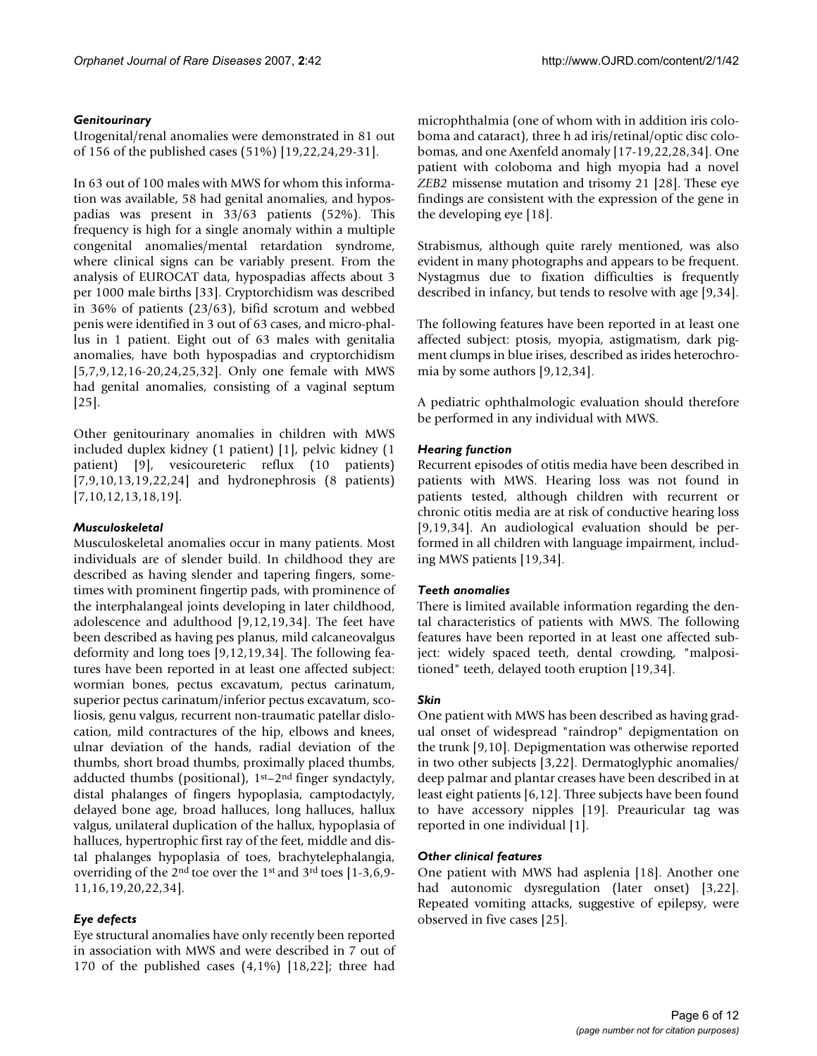### *Genitourinary*

Urogenital/renal anomalies were demonstrated in 81 out of 156 of the published cases (51%) [19,22,24,29-31].

In 63 out of 100 males with MWS for whom this information was available, 58 had genital anomalies, and hypospadias was present in 33/63 patients (52%). This frequency is high for a single anomaly within a multiple congenital anomalies/mental retardation syndrome, where clinical signs can be variably present. From the analysis of EUROCAT data, hypospadias affects about 3 per 1000 male births [33]. Cryptorchidism was described in 36% of patients (23/63), bifid scrotum and webbed penis were identified in 3 out of 63 cases, and micro-phallus in 1 patient. Eight out of 63 males with genitalia anomalies, have both hypospadias and cryptorchidism [5,7,9,12,16-20,24,25,32]. Only one female with MWS had genital anomalies, consisting of a vaginal septum [25].

Other genitourinary anomalies in children with MWS included duplex kidney (1 patient) [1], pelvic kidney (1 patient) [9], vesicoureteric reflux (10 patients) [7,9,10,13,19,22,24] and hydronephrosis (8 patients) [7,10,12,13,18,19].

### *Musculoskeletal*

Musculoskeletal anomalies occur in many patients. Most individuals are of slender build. In childhood they are described as having slender and tapering fingers, sometimes with prominent fingertip pads, with prominence of the interphalangeal joints developing in later childhood, adolescence and adulthood [9,12,19,34]. The feet have been described as having pes planus, mild calcaneovalgus deformity and long toes [9,12,19,34]. The following features have been reported in at least one affected subject: wormian bones, pectus excavatum, pectus carinatum, superior pectus carinatum/inferior pectus excavatum, scoliosis, genu valgus, recurrent non-traumatic patellar dislocation, mild contractures of the hip, elbows and knees, ulnar deviation of the hands, radial deviation of the thumbs, short broad thumbs, proximally placed thumbs, adducted thumbs (positional), 1st–2nd finger syndactyly, distal phalanges of fingers hypoplasia, camptodactyly, delayed bone age, broad halluces, long halluces, hallux valgus, unilateral duplication of the hallux, hypoplasia of halluces, hypertrophic first ray of the feet, middle and distal phalanges hypoplasia of toes, brachytelephalangia, overriding of the 2nd toe over the 1st and 3rd toes [1-3,6,9-11,16,19,20,22,34].

### *Eye defects*

Eye structural anomalies have only recently been reported in association with MWS and were described in 7 out of 170 of the published cases (4,1%) [18,22]; three had microphthalmia (one of whom with in addition iris coloboma and cataract), three h ad iris/retinal/optic disc colobomas, and one Axenfeld anomaly [17-19,22,28,34]. One patient with coloboma and high myopia had a novel *ZEB2* missense mutation and trisomy 21 [28]. These eye findings are consistent with the expression of the gene in the developing eye [18].

Strabismus, although quite rarely mentioned, was also evident in many photographs and appears to be frequent. Nystagmus due to fixation difficulties is frequently described in infancy, but tends to resolve with age [9,34].

The following features have been reported in at least one affected subject: ptosis, myopia, astigmatism, dark pigment clumps in blue irises, described as irides heterochromia by some authors [9,12,34].

A pediatric ophthalmologic evaluation should therefore be performed in any individual with MWS.

### *Hearing function*

Recurrent episodes of otitis media have been described in patients with MWS. Hearing loss was not found in patients tested, although children with recurrent or chronic otitis media are at risk of conductive hearing loss [9,19,34]. An audiological evaluation should be performed in all children with language impairment, including MWS patients [19,34].

### *Teeth anomalies*

There is limited available information regarding the dental characteristics of patients with MWS. The following features have been reported in at least one affected subject: widely spaced teeth, dental crowding, "malpositioned" teeth, delayed tooth eruption [19,34].

### *Skin*

One patient with MWS has been described as having gradual onset of widespread "raindrop" depigmentation on the trunk [9,10]. Depigmentation was otherwise reported in two other subjects [3,22]. Dermatoglyphic anomalies/deep palmar and plantar creases have been described in at least eight patients [6,12]. Three subjects have been found to have accessory nipples [19]. Preauricular tag was reported in one individual [1].

### *Other clinical features*

One patient with MWS had asplenia [18]. Another one had autonomic dysregulation (later onset) [3,22]. Repeated vomiting attacks, suggestive of epilepsy, were observed in five cases [25].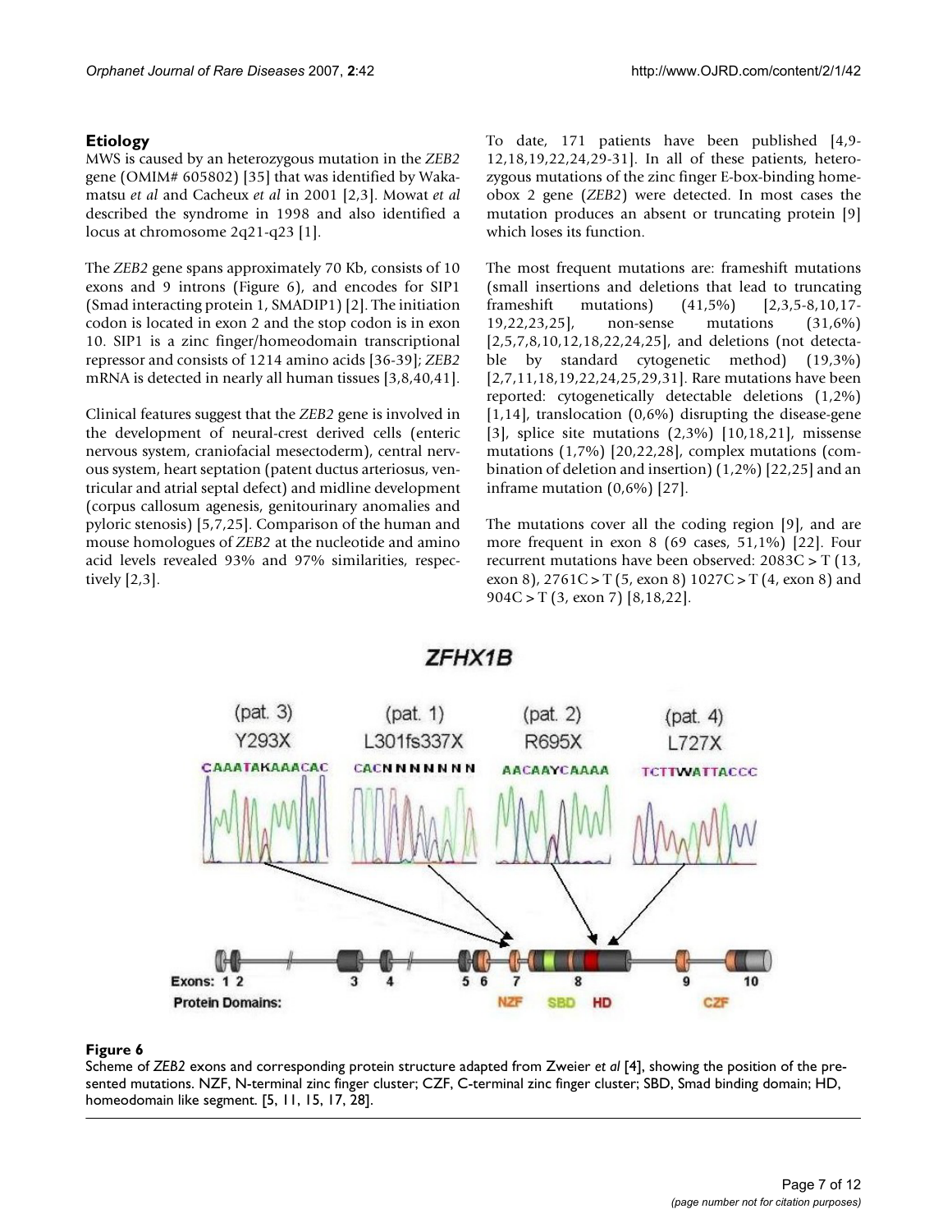## Etiology

MWS is caused by an heterozygous mutation in the *ZEB2* gene (OMIM# 605802) [35] that was identified by Wakamatsu *et al* and Cacheux *et al* in 2001 [2,3]. Mowat *et al* described the syndrome in 1998 and also identified a locus at chromosome 2q21-q23 [1].

The *ZEB2* gene spans approximately 70 Kb, consists of 10 exons and 9 introns (Figure 6), and encodes for SIP1 (Smad interacting protein 1, SMADIP1) [2]. The initiation codon is located in exon 2 and the stop codon is in exon 10. SIP1 is a zinc finger/homeodomain transcriptional repressor and consists of 1214 amino acids [36-39]; *ZEB2* mRNA is detected in nearly all human tissues [3,8,40,41].

Clinical features suggest that the *ZEB2* gene is involved in the development of neural-crest derived cells (enteric nervous system, craniofacial mesectoderm), central nervous system, heart septation (patent ductus arteriosus, ventricular and atrial septal defect) and midline development (corpus callosum agenesis, genitourinary anomalies and pyloric stenosis) [5,7,25]. Comparison of the human and mouse homologues of *ZEB2* at the nucleotide and amino acid levels revealed 93% and 97% similarities, respectively [2,3].

To date, 171 patients have been published [4,9-12,18,19,22,24,29-31]. In all of these patients, heterozygous mutations of the zinc finger E-box-binding homeobox 2 gene (*ZEB2*) were detected. In most cases the mutation produces an absent or truncating protein [9] which loses its function.

The most frequent mutations are: frameshift mutations (small insertions and deletions that lead to truncating frameshift mutations) (41,5%) [2,3,5-8,10,17-19,22,23,25], non-sense mutations (31,6%) [2,5,7,8,10,12,18,22,24,25], and deletions (not detectable by standard cytogenetic method) (19,3%) [2,7,11,18,19,22,24,25,29,31]. Rare mutations have been reported: cytogenetically detectable deletions (1,2%) [1,14], translocation (0,6%) disrupting the disease-gene [3], splice site mutations (2,3%) [10,18,21], missense mutations (1,7%) [20,22,28], complex mutations (combination of deletion and insertion) (1,2%) [22,25] and an inframe mutation (0,6%) [27].

The mutations cover all the coding region [9], and are more frequent in exon 8 (69 cases, 51,1%) [22]. Four recurrent mutations have been observed: 2083C > T (13, exon 8), 2761C > T (5, exon 8) 1027C > T (4, exon 8) and 904C > T (3, exon 7) [8,18,22].

**Figure 6**

Scheme of *ZEB2* exons and corresponding protein structure adapted from Zweier *et al* [4], showing the position of the presented mutations. NZF, N-terminal zinc finger cluster; CZF, C-terminal zinc finger cluster; SBD, Smad binding domain; HD, homeodomain like segment. [5, 11, 15, 17, 28].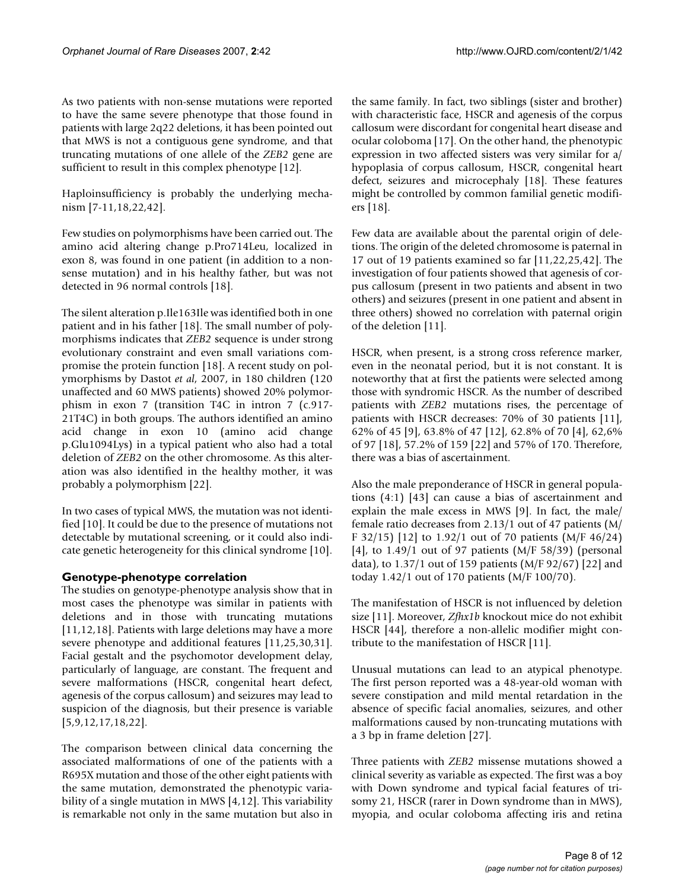As two patients with non-sense mutations were reported to have the same severe phenotype that those found in patients with large 2q22 deletions, it has been pointed out that MWS is not a contiguous gene syndrome, and that truncating mutations of one allele of the *ZEB2* gene are sufficient to result in this complex phenotype [12].

Haploinsufficiency is probably the underlying mechanism [7-11,18,22,42].

Few studies on polymorphisms have been carried out. The amino acid altering change p.Pro714Leu, localized in exon 8, was found in one patient (in addition to a nonsense mutation) and in his healthy father, but was not detected in 96 normal controls [18].

The silent alteration p.Ile163Ile was identified both in one patient and in his father [18]. The small number of polymorphisms indicates that *ZEB2* sequence is under strong evolutionary constraint and even small variations compromise the protein function [18]. A recent study on polymorphisms by Dastot *et al*, 2007, in 180 children (120 unaffected and 60 MWS patients) showed 20% polymorphism in exon 7 (transition T4C in intron 7 (c.917-21T4C) in both groups. The authors identified an amino acid change in exon 10 (amino acid change p.Glu1094Lys) in a typical patient who also had a total deletion of *ZEB2* on the other chromosome. As this alteration was also identified in the healthy mother, it was probably a polymorphism [22].

In two cases of typical MWS, the mutation was not identified [10]. It could be due to the presence of mutations not detectable by mutational screening, or it could also indicate genetic heterogeneity for this clinical syndrome [10].

## Genotype-phenotype correlation

The studies on genotype-phenotype analysis show that in most cases the phenotype was similar in patients with deletions and in those with truncating mutations [11,12,18]. Patients with large deletions may have a more severe phenotype and additional features [11,25,30,31]. Facial gestalt and the psychomotor development delay, particularly of language, are constant. The frequent and severe malformations (HSCR, congenital heart defect, agenesis of the corpus callosum) and seizures may lead to suspicion of the diagnosis, but their presence is variable [5,9,12,17,18,22].

The comparison between clinical data concerning the associated malformations of one of the patients with a R695X mutation and those of the other eight patients with the same mutation, demonstrated the phenotypic variability of a single mutation in MWS [4,12]. This variability is remarkable not only in the same mutation but also in the same family. In fact, two siblings (sister and brother) with characteristic face, HSCR and agenesis of the corpus callosum were discordant for congenital heart disease and ocular coloboma [17]. On the other hand, the phenotypic expression in two affected sisters was very similar for a/hypoplasia of corpus callosum, HSCR, congenital heart defect, seizures and microcephaly [18]. These features might be controlled by common familial genetic modifiers [18].

Few data are available about the parental origin of deletions. The origin of the deleted chromosome is paternal in 17 out of 19 patients examined so far [11,22,25,42]. The investigation of four patients showed that agenesis of corpus callosum (present in two patients and absent in two others) and seizures (present in one patient and absent in three others) showed no correlation with paternal origin of the deletion [11].

HSCR, when present, is a strong cross reference marker, even in the neonatal period, but it is not constant. It is noteworthy that at first the patients were selected among those with syndromic HSCR. As the number of described patients with *ZEB2* mutations rises, the percentage of patients with HSCR decreases: 70% of 30 patients [11], 62% of 45 [9], 63.8% of 47 [12], 62.8% of 70 [4], 62,6% of 97 [18], 57.2% of 159 [22] and 57% of 170. Therefore, there was a bias of ascertainment.

Also the male preponderance of HSCR in general populations (4:1) [43] can cause a bias of ascertainment and explain the male excess in MWS [9]. In fact, the male/female ratio decreases from 2.13/1 out of 47 patients (M/F 32/15) [12] to 1.92/1 out of 70 patients (M/F 46/24) [4], to 1.49/1 out of 97 patients (M/F 58/39) (personal data), to 1.37/1 out of 159 patients (M/F 92/67) [22] and today 1.42/1 out of 170 patients (M/F 100/70).

The manifestation of HSCR is not influenced by deletion size [11]. Moreover, *Zfhx1b* knockout mice do not exhibit HSCR [44], therefore a non-allelic modifier might contribute to the manifestation of HSCR [11].

Unusual mutations can lead to an atypical phenotype. The first person reported was a 48-year-old woman with severe constipation and mild mental retardation in the absence of specific facial anomalies, seizures, and other malformations caused by non-truncating mutations with a 3 bp in frame deletion [27].

Three patients with *ZEB2* missense mutations showed a clinical severity as variable as expected. The first was a boy with Down syndrome and typical facial features of trisomy 21, HSCR (rarer in Down syndrome than in MWS), myopia, and ocular coloboma affecting iris and retina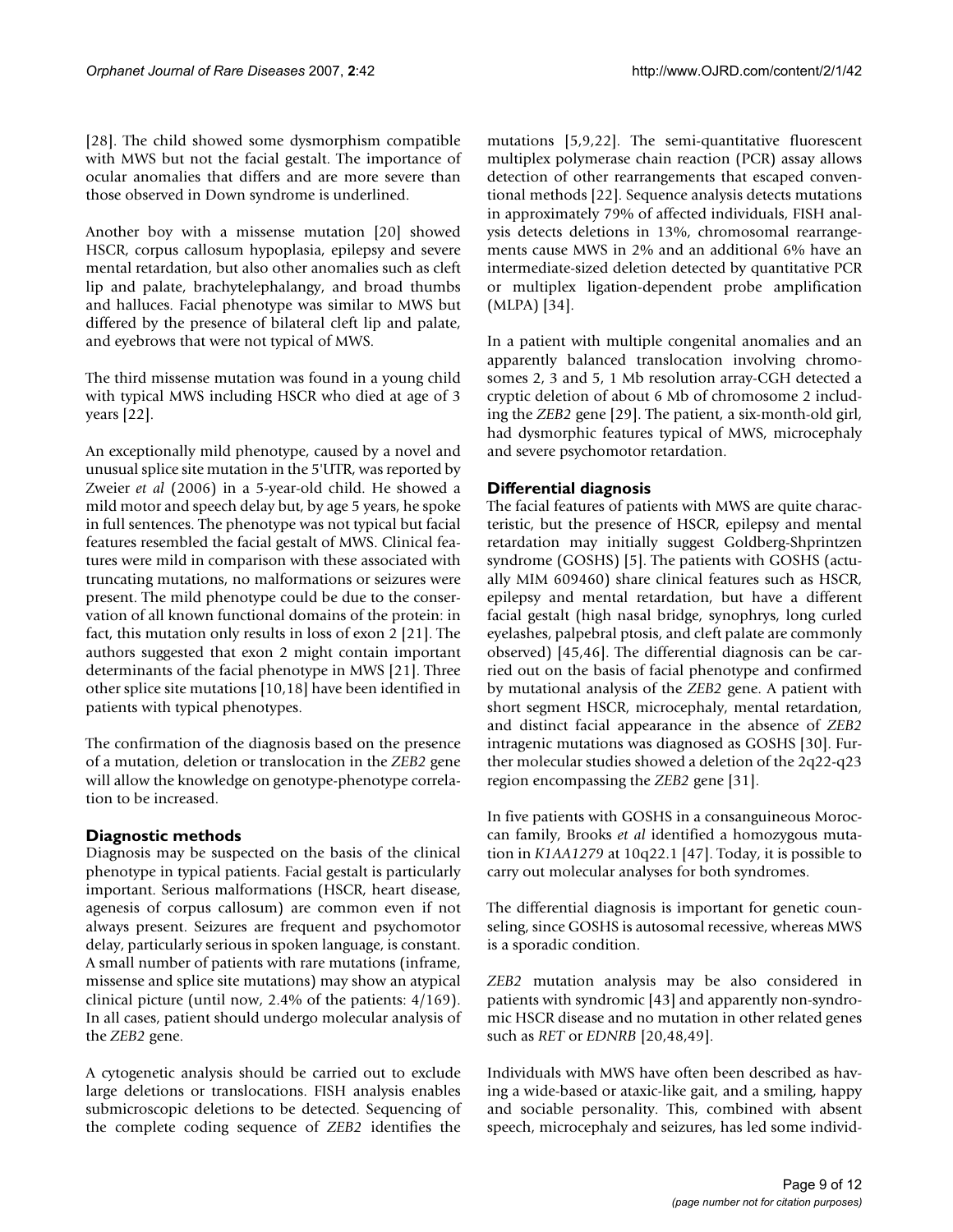[28]. The child showed some dysmorphism compatible with MWS but not the facial gestalt. The importance of ocular anomalies that differs and are more severe than those observed in Down syndrome is underlined.

Another boy with a missense mutation [20] showed HSCR, corpus callosum hypoplasia, epilepsy and severe mental retardation, but also other anomalies such as cleft lip and palate, brachytelephalangy, and broad thumbs and halluces. Facial phenotype was similar to MWS but differed by the presence of bilateral cleft lip and palate, and eyebrows that were not typical of MWS.

The third missense mutation was found in a young child with typical MWS including HSCR who died at age of 3 years [22].

An exceptionally mild phenotype, caused by a novel and unusual splice site mutation in the 5'UTR, was reported by Zweier *et al* (2006) in a 5-year-old child. He showed a mild motor and speech delay but, by age 5 years, he spoke in full sentences. The phenotype was not typical but facial features resembled the facial gestalt of MWS. Clinical features were mild in comparison with these associated with truncating mutations, no malformations or seizures were present. The mild phenotype could be due to the conservation of all known functional domains of the protein: in fact, this mutation only results in loss of exon 2 [21]. The authors suggested that exon 2 might contain important determinants of the facial phenotype in MWS [21]. Three other splice site mutations [10,18] have been identified in patients with typical phenotypes.

The confirmation of the diagnosis based on the presence of a mutation, deletion or translocation in the *ZEB2* gene will allow the knowledge on genotype-phenotype correlation to be increased.

## Diagnostic methods

Diagnosis may be suspected on the basis of the clinical phenotype in typical patients. Facial gestalt is particularly important. Serious malformations (HSCR, heart disease, agenesis of corpus callosum) are common even if not always present. Seizures are frequent and psychomotor delay, particularly serious in spoken language, is constant. A small number of patients with rare mutations (inframe, missense and splice site mutations) may show an atypical clinical picture (until now, 2.4% of the patients: 4/169). In all cases, patient should undergo molecular analysis of the *ZEB2* gene.

A cytogenetic analysis should be carried out to exclude large deletions or translocations. FISH analysis enables submicroscopic deletions to be detected. Sequencing of the complete coding sequence of *ZEB2* identifies the mutations [5,9,22]. The semi-quantitative fluorescent multiplex polymerase chain reaction (PCR) assay allows detection of other rearrangements that escaped conventional methods [22]. Sequence analysis detects mutations in approximately 79% of affected individuals, FISH analysis detects deletions in 13%, chromosomal rearrangements cause MWS in 2% and an additional 6% have an intermediate-sized deletion detected by quantitative PCR or multiplex ligation-dependent probe amplification (MLPA) [34].

In a patient with multiple congenital anomalies and an apparently balanced translocation involving chromosomes 2, 3 and 5, 1 Mb resolution array-CGH detected a cryptic deletion of about 6 Mb of chromosome 2 including the *ZEB2* gene [29]. The patient, a six-month-old girl, had dysmorphic features typical of MWS, microcephaly and severe psychomotor retardation.

## Differential diagnosis

The facial features of patients with MWS are quite characteristic, but the presence of HSCR, epilepsy and mental retardation may initially suggest Goldberg-Shprintzen syndrome (GOSHS) [5]. The patients with GOSHS (actually MIM 609460) share clinical features such as HSCR, epilepsy and mental retardation, but have a different facial gestalt (high nasal bridge, synophrys, long curled eyelashes, palpebral ptosis, and cleft palate are commonly observed) [45,46]. The differential diagnosis can be carried out on the basis of facial phenotype and confirmed by mutational analysis of the *ZEB2* gene. A patient with short segment HSCR, microcephaly, mental retardation, and distinct facial appearance in the absence of *ZEB2* intragenic mutations was diagnosed as GOSHS [30]. Further molecular studies showed a deletion of the 2q22-q23 region encompassing the *ZEB2* gene [31].

In five patients with GOSHS in a consanguineous Moroccan family, Brooks *et al* identified a homozygous mutation in *K1AA1279* at 10q22.1 [47]. Today, it is possible to carry out molecular analyses for both syndromes.

The differential diagnosis is important for genetic counseling, since GOSHS is autosomal recessive, whereas MWS is a sporadic condition.

*ZEB2* mutation analysis may be also considered in patients with syndromic [43] and apparently non-syndromic HSCR disease and no mutation in other related genes such as *RET* or *EDNRB* [20,48,49].

Individuals with MWS have often been described as having a wide-based or ataxic-like gait, and a smiling, happy and sociable personality. This, combined with absent speech, microcephaly and seizures, has led some individ-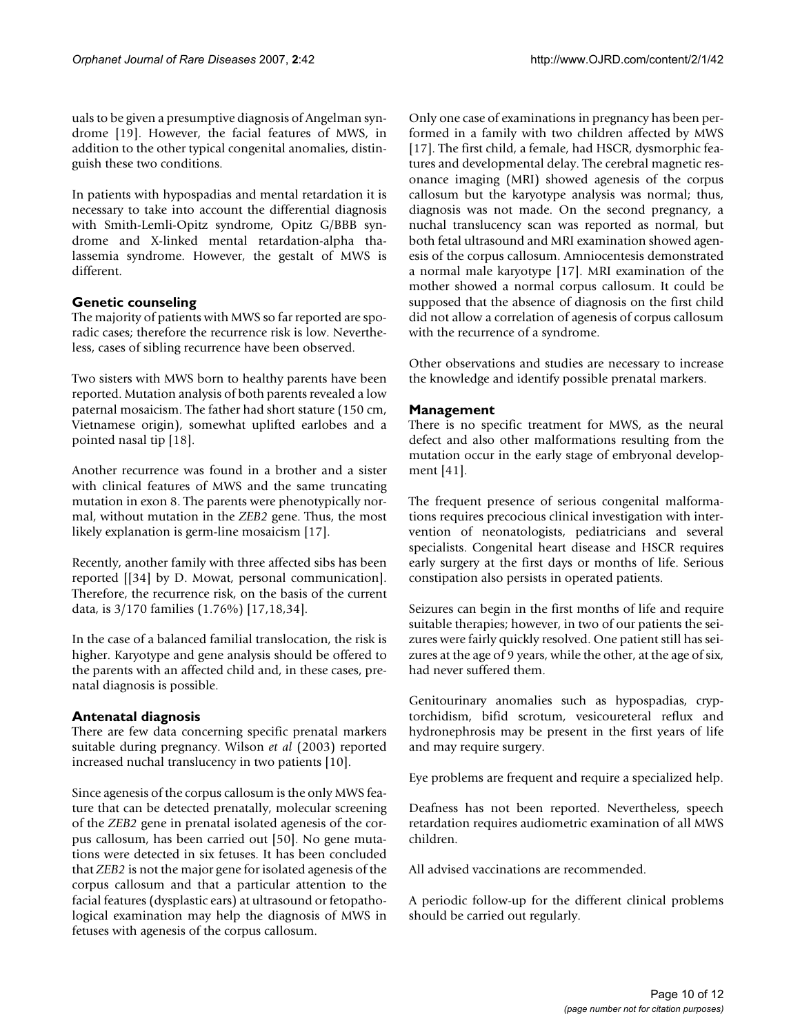uals to be given a presumptive diagnosis of Angelman syndrome [19]. However, the facial features of MWS, in addition to the other typical congenital anomalies, distinguish these two conditions.

In patients with hypospadias and mental retardation it is necessary to take into account the differential diagnosis with Smith-Lemli-Opitz syndrome, Opitz G/BBB syndrome and X-linked mental retardation-alpha thalassemia syndrome. However, the gestalt of MWS is different.

## Genetic counseling

The majority of patients with MWS so far reported are sporadic cases; therefore the recurrence risk is low. Nevertheless, cases of sibling recurrence have been observed.

Two sisters with MWS born to healthy parents have been reported. Mutation analysis of both parents revealed a low paternal mosaicism. The father had short stature (150 cm, Vietnamese origin), somewhat uplifted earlobes and a pointed nasal tip [18].

Another recurrence was found in a brother and a sister with clinical features of MWS and the same truncating mutation in exon 8. The parents were phenotypically normal, without mutation in the *ZEB2* gene. Thus, the most likely explanation is germ-line mosaicism [17].

Recently, another family with three affected sibs has been reported [[34] by D. Mowat, personal communication]. Therefore, the recurrence risk, on the basis of the current data, is 3/170 families (1.76%) [17,18,34].

In the case of a balanced familial translocation, the risk is higher. Karyotype and gene analysis should be offered to the parents with an affected child and, in these cases, prenatal diagnosis is possible.

## Antenatal diagnosis

There are few data concerning specific prenatal markers suitable during pregnancy. Wilson *et al* (2003) reported increased nuchal translucency in two patients [10].

Since agenesis of the corpus callosum is the only MWS feature that can be detected prenatally, molecular screening of the *ZEB2* gene in prenatal isolated agenesis of the corpus callosum, has been carried out [50]. No gene mutations were detected in six fetuses. It has been concluded that *ZEB2* is not the major gene for isolated agenesis of the corpus callosum and that a particular attention to the facial features (dysplastic ears) at ultrasound or fetopathological examination may help the diagnosis of MWS in fetuses with agenesis of the corpus callosum.

Only one case of examinations in pregnancy has been performed in a family with two children affected by MWS [17]. The first child, a female, had HSCR, dysmorphic features and developmental delay. The cerebral magnetic resonance imaging (MRI) showed agenesis of the corpus callosum but the karyotype analysis was normal; thus, diagnosis was not made. On the second pregnancy, a nuchal translucency scan was reported as normal, but both fetal ultrasound and MRI examination showed agenesis of the corpus callosum. Amniocentesis demonstrated a normal male karyotype [17]. MRI examination of the mother showed a normal corpus callosum. It could be supposed that the absence of diagnosis on the first child did not allow a correlation of agenesis of corpus callosum with the recurrence of a syndrome.

Other observations and studies are necessary to increase the knowledge and identify possible prenatal markers.

## Management

There is no specific treatment for MWS, as the neural defect and also other malformations resulting from the mutation occur in the early stage of embryonal development [41].

The frequent presence of serious congenital malformations requires precocious clinical investigation with intervention of neonatologists, pediatricians and several specialists. Congenital heart disease and HSCR requires early surgery at the first days or months of life. Serious constipation also persists in operated patients.

Seizures can begin in the first months of life and require suitable therapies; however, in two of our patients the seizures were fairly quickly resolved. One patient still has seizures at the age of 9 years, while the other, at the age of six, had never suffered them.

Genitourinary anomalies such as hypospadias, cryptorchidism, bifid scrotum, vesicoureteral reflux and hydronephrosis may be present in the first years of life and may require surgery.

Eye problems are frequent and require a specialized help.

Deafness has not been reported. Nevertheless, speech retardation requires audiometric examination of all MWS children.

All advised vaccinations are recommended.

A periodic follow-up for the different clinical problems should be carried out regularly.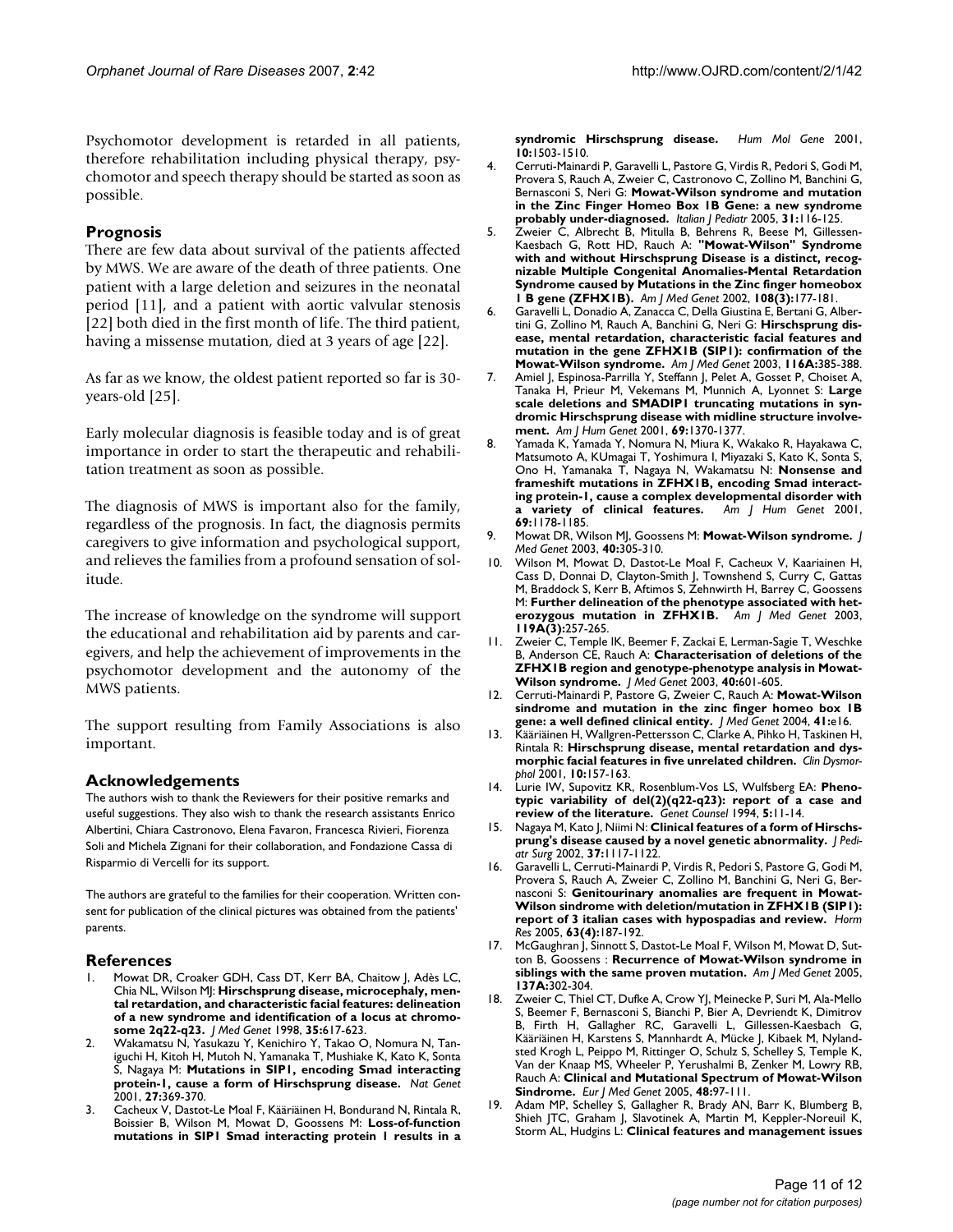Psychomotor development is retarded in all patients, therefore rehabilitation including physical therapy, psychomotor and speech therapy should be started as soon as possible.

## Prognosis

There are few data about survival of the patients affected by MWS. We are aware of the death of three patients. One patient with a large deletion and seizures in the neonatal period [11], and a patient with aortic valvular stenosis [22] both died in the first month of life. The third patient, having a missense mutation, died at 3 years of age [22].

As far as we know, the oldest patient reported so far is 30-years-old [25].

Early molecular diagnosis is feasible today and is of great importance in order to start the therapeutic and rehabilitation treatment as soon as possible.

The diagnosis of MWS is important also for the family, regardless of the prognosis. In fact, the diagnosis permits caregivers to give information and psychological support, and relieves the families from a profound sensation of solitude.

The increase of knowledge on the syndrome will support the educational and rehabilitation aid by parents and caregivers, and help the achievement of improvements in the psychomotor development and the autonomy of the MWS patients.

The support resulting from Family Associations is also important.

## Acknowledgements

The authors wish to thank the Reviewers for their positive remarks and useful suggestions. They also wish to thank the research assistants Enrico Albertini, Chiara Castronovo, Elena Favaron, Francesca Rivieri, Fiorenza Soli and Michela Zignani for their collaboration, and Fondazione Cassa di Risparmio di Vercelli for its support.

The authors are grateful to the families for their cooperation. Written consent for publication of the clinical pictures was obtained from the patients' parents.

## References

1. Mowat DR, Croaker GDH, Cass DT, Kerr BA, Chaitow J, Adès LC, Chia NL, Wilson MJ: **Hirschsprung disease, microcephaly, mental retardation, and characteristic facial features: delineation of a new syndrome and identification of a locus at chromosome 2q22-q23.** *J Med Genet* 1998, **35:**617-623.
2. Wakamatsu N, Yasukazu Y, Kenichiro Y, Takao O, Nomura N, Taniguchi H, Kitoh H, Mutoh N, Yamanaka T, Mushiake K, Kato K, Sonta S, Nagaya M: **Mutations in SIP1, encoding Smad interacting protein-1, cause a form of Hirschsprung disease.** *Nat Genet* 2001, **27:**369-370.
3. Cacheux V, Dastot-Le Moal F, Kääriäinen H, Bondurand N, Rintala R, Boissier B, Wilson M, Mowat D, Goossens M: **Loss-of-function mutations in SIP1 Smad interacting protein 1 results in a syndromic Hirschsprung disease.** *Hum Mol Gene* 2001, **10:**1503-1510.
4. Cerruti-Mainardi P, Garavelli L, Pastore G, Virdis R, Pedori S, Godi M, Provera S, Rauch A, Zweier C, Castronovo C, Zollino M, Banchini G, Bernasconi S, Neri G: **Mowat-Wilson syndrome and mutation in the Zinc Finger Homeo Box 1B Gene: a new syndrome probably under-diagnosed.** *Italian J Pediatr* 2005, **31:**116-125.
5. Zweier C, Albrecht B, Mitulla B, Behrens R, Beese M, Gillessen-Kaesbach G, Rott HD, Rauch A: **"Mowat-Wilson" Syndrome with and without Hirschsprung Disease is a distinct, recognizable Multiple Congenital Anomalies-Mental Retardation Syndrome caused by Mutations in the Zinc finger homeobox 1 B gene (ZFHX1B).** *Am J Med Genet* 2002, **108(3):**177-181.
6. Garavelli L, Donadio A, Zanacca C, Della Giustina E, Bertani G, Albertini G, Zollino M, Rauch A, Banchini G, Neri G: **Hirschsprung disease, mental retardation, characteristic facial features and mutation in the gene ZFHX1B (SIP1): confirmation of the Mowat-Wilson syndrome.** *Am J Med Genet* 2003, **116A:**385-388.
7. Amiel J, Espinosa-Parrilla Y, Steffann J, Pelet A, Gosset P, Choiset A, Tanaka H, Prieur M, Vekemans M, Munnich A, Lyonnet S: **Large scale deletions and SMADIP1 truncating mutations in syndromic Hirschsprung disease with midline structure involvement.** *Am J Hum Genet* 2001, **69:**1370-1377.
8. Yamada K, Yamada Y, Nomura N, Miura K, Wakako R, Hayakawa C, Matsumoto A, KUmagai T, Yoshimura I, Miyazaki S, Kato K, Sonta S, Ono H, Yamanaka T, Nagaya N, Wakamatsu N: **Nonsense and frameshift mutations in ZFHX1B, encoding Smad interacting protein-1, cause a complex developmental disorder with a variety of clinical features.** *Am J Hum Genet* 2001, **69:**1178-1185.
9. Mowat DR, Wilson MJ, Goossens M: **Mowat-Wilson syndrome.** *J Med Genet* 2003, **40:**305-310.
10. Wilson M, Mowat D, Dastot-Le Moal F, Cacheux V, Kaariainen H, Cass D, Donnai D, Clayton-Smith J, Townshend S, Curry C, Gattas M, Braddock S, Kerr B, Aftimos S, Zehnwirth H, Barrey C, Goossens M: **Further delineation of the phenotype associated with heterozygous mutation in ZFHX1B.** *Am J Med Genet* 2003, **119A(3):**257-265.
11. Zweier C, Temple IK, Beemer F, Zackai E, Lerman-Sagie T, Weschke B, Anderson CE, Rauch A: **Characterisation of deletions of the ZFHX1B region and genotype-phenotype analysis in Mowat-Wilson syndrome.** *J Med Genet* 2003, **40:**601-605.
12. Cerruti-Mainardi P, Pastore G, Zweier C, Rauch A: **Mowat-Wilson sindrome and mutation in the zinc finger homeo box 1B gene: a well defined clinical entity.** *J Med Genet* 2004, **41:**e16.
13. Kääriäinen H, Wallgren-Pettersson C, Clarke A, Pihko H, Taskinen H, Rintala R: **Hirschsprung disease, mental retardation and dysmorphic facial features in five unrelated children.** *Clin Dysmorphol* 2001, **10:**157-163.
14. Lurie IW, Supovitz KR, Rosenblum-Vos LS, Wulfsberg EA: **Phenotypic variability of del(2)(q22-q23): report of a case and review of the literature.** *Genet Counsel* 1994, **5:**11-14.
15. Nagaya M, Kato J, Niimi N: **Clinical features of a form of Hirschsprung's disease caused by a novel genetic abnormality.** *J Pediatr Surg* 2002, **37:**1117-1122.
16. Garavelli L, Cerruti-Mainardi P, Virdis R, Pedori S, Pastore G, Godi M, Provera S, Rauch A, Zweier C, Zollino M, Banchini G, Neri G, Bernasconi S: **Genitourinary anomalies are frequent in Mowat-Wilson sindrome with deletion/mutation in ZFHX1B (SIP1): report of 3 italian cases with hypospadias and review.** *Horm Res* 2005, **63(4):**187-192.
17. McGaughran J, Sinnott S, Dastot-Le Moal F, Wilson M, Mowat D, Sutton B, Goossens : **Recurrence of Mowat-Wilson syndrome in siblings with the same proven mutation.** *Am J Med Genet* 2005, **137A:**302-304.
18. Zweier C, Thiel CT, Dufke A, Crow YJ, Meinecke P, Suri M, Ala-Mello S, Beemer F, Bernasconi S, Bianchi P, Bier A, Devriendt K, Dimitrov B, Firth H, Gallagher RC, Garavelli L, Gillessen-Kaesbach G, Kääriäinen H, Karstens S, Mannhardt A, Mücke J, Kibaek M, Nyland-sted Krogh L, Peippo M, Rittinger O, Schulz S, Schelley S, Temple K, Van der Knaap MS, Wheeler P, Yerushalmi B, Zenker M, Lowry RB, Rauch A: **Clinical and Mutational Spectrum of Mowat-Wilson Sindrome.** *Eur J Med Genet* 2005, **48:**97-111.
19. Adam MP, Schelley S, Gallagher R, Brady AN, Barr K, Blumberg B, Shieh JTC, Graham J, Slavotinek A, Martin M, Keppler-Noreuil K, Storm AL, Hudgins L: **Clinical features and management issues**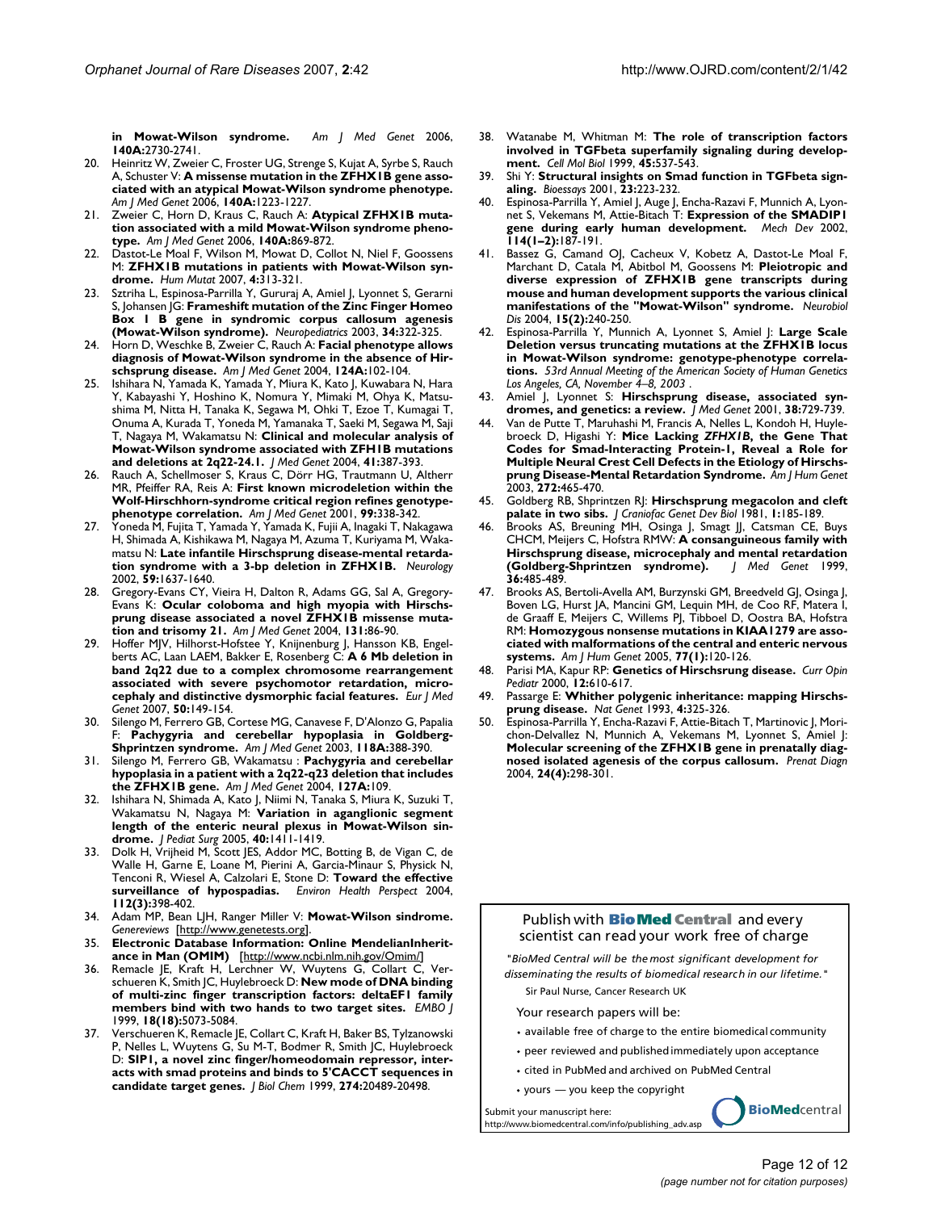in **Mowat-Wilson syndrome.** *Am J Med Genet* 2006, **140A**:2730-2741.

20. Heinritz W, Zweier C, Froster UG, Strenge S, Kujat A, Syrbe S, Rauch A, Schuster V: **A missense mutation in the ZFHX1B gene associated with an atypical Mowat-Wilson syndrome phenotype.** *Am J Med Genet* 2006, **140A**:1223-1227.
21. Zweier C, Horn D, Kraus C, Rauch A: **Atypical ZFHX1B mutation associated with a mild Mowat-Wilson syndrome phenotype.** *Am J Med Genet* 2006, **140A**:869-872.
22. Dastot-Le Moal F, Wilson M, Mowat D, Collot N, Niel F, Goossens M: **ZFHX1B mutations in patients with Mowat-Wilson syndrome.** *Hum Mutat* 2007, **4**:313-321.
23. Sztriha L, Espinosa-Parrilla Y, Gururaj A, Amiel J, Lyonnet S, Gerarni S, Johansen JG: **Frameshift mutation of the Zinc Finger Homeo Box 1 B gene in syndromic corpus callosum agenesis (Mowat-Wilson syndrome).** *Neuropediatrics* 2003, **34**:322-325.
24. Horn D, Weschke B, Zweier C, Rauch A: **Facial phenotype allows diagnosis of Mowat-Wilson syndrome in the absence of Hirschsprung disease.** *Am J Med Genet* 2004, **124A**:102-104.
25. Ishihara N, Yamada K, Yamada Y, Miura K, Kato J, Kuwabara N, Hara Y, Kabayashi Y, Hoshino K, Nomura Y, Mimaki M, Ohya K, Matsushima M, Nitta H, Tanaka K, Segawa M, Ohki T, Ezoe T, Kumagai T, Onuma A, Kurada T, Yoneda M, Yamanaka T, Saeki M, Segawa M, Saji T, Nagaya M, Wakamatsu N: **Clinical and molecular analysis of Mowat-Wilson syndrome associated with ZFH1B mutations and deletions at 2q22-24.1.** *J Med Genet* 2004, **41**:387-393.
26. Rauch A, Schellmoser S, Kraus C, Dörr HG, Trautmann U, Altherr MR, Pfeiffer RA, Reis A: **First known microdeletion within the Wolf-Hirschhorn-syndrome critical region refines genotype-phenotype correlation.** *Am J Med Genet* 2001, **99**:338-342.
27. Yoneda M, Fujita T, Yamada Y, Yamada K, Fujii A, Inagaki T, Nakagawa H, Shimada A, Kishikawa M, Nagaya M, Azuma T, Kuriyama M, Wakamatsu N: **Late infantile Hirschsprung disease-mental retardation syndrome with a 3-bp deletion in ZFHX1B.** *Neurology* 2002, **59**:1637-1640.
28. Gregory-Evans CY, Vieira H, Dalton R, Adams GG, Sal A, Gregory-Evans K: **Ocular coloboma and high myopia with Hirschsprung disease associated a novel ZFHX1B missense mutation and trisomy 21.** *Am J Med Genet* 2004, **131**:86-90.
29. Hoffer MJV, Hilhorst-Hofstee Y, Knijnenburg J, Hansson KB, Engelberts AC, Laan LAEM, Bakker E, Rosenberg C: **A 6 Mb deletion in band 2q22 due to a complex chromosome rearrangement associated with severe psychomotor retardation, microcephaly and distinctive dysmorphic facial features.** *Eur J Med Genet* 2007, **50**:149-154.
30. Silengo M, Ferrero GB, Cortese MG, Canavese F, D'Alonzo G, Papalia F: **Pachygyria and cerebellar hypoplasia in Goldberg-Shprintzen syndrome.** *Am J Med Genet* 2003, **118A**:388-390.
31. Silengo M, Ferrero GB, Wakamatsu : **Pachygyria and cerebellar hypoplasia in a patient with a 2q22-q23 deletion that includes the ZFHX1B gene.** *Am J Med Genet* 2004, **127A**:109.
32. Ishihara N, Shimada A, Kato J, Niimi N, Tanaka S, Miura K, Suzuki T, Wakamatsu N, Nagaya M: **Variation in aganglionic segment length of the enteric neural plexus in Mowat-Wilson sindrome.** *J Pediat Surg* 2005, **40**:1411-1419.
33. Dolk H, Vrijheid M, Scott JES, Addor MC, Botting B, de Vigan C, de Walle H, Garne E, Loane M, Pierini A, Garcia-Minaur S, Physick N, Tenconi R, Wiesel A, Calzolari E, Stone D: **Toward the effective surveillance of hypospadias.** *Environ Health Perspect* 2004, **112(3)**:398-402.
34. Adam MP, Bean LJH, Ranger Miller V: **Mowat-Wilson syndrome.** *Genereviews* [http://www.genetests.org].
35. **Electronic Database Information: Online MendelianInheritance in Man (OMIM)** [http://www.ncbi.nlm.nih.gov/Omim/]
36. Remacle JE, Kraft H, Lerchner W, Wuytens G, Collart C, Verschueren K, Smith JC, Huylebroeck D: **New mode of DNA binding of multi-zinc finger transcription factors: deltaEF1 family members bind with two hands to two target sites.** *EMBO J* 1999, **18(18)**:5073-5084.
37. Verschueren K, Remacle JE, Collart C, Kraft H, Baker BS, Tylzanowski P, Nelles L, Wuytens G, Su M-T, Bodmer R, Smith JC, Huylebroeck D: **SIP1, a novel zinc finger/homeodomain repressor, interacts with smad proteins and binds to 5'CACCT sequences in candidate target genes.** *J Biol Chem* 1999, **274**:20489-20498.
38. Watanabe M, Whitman M: **The role of transcription factors involved in TGFbeta superfamily signaling during development.** *Cell Mol Biol* 1999, **45**:537-543.
39. Shi Y: **Structural insights on Smad function in TGFbeta signaling.** *Bioessays* 2001, **23**:223-232.
40. Espinosa-Parrilla Y, Amiel J, Auge J, Encha-Razavi F, Munnich A, Lyonnet S, Vekemans M, Attie-Bitach T: **Expression of the SMADIP1 gene during early human development.** *Mech Dev* 2002, **114(1–2)**:187-191.
41. Bassez G, Camand OJ, Cacheux V, Kobetz A, Dastot-Le Moal F, Marchant D, Catala M, Abitbol M, Goossens M: **Pleiotropic and diverse expression of ZFHX1B gene transcripts during mouse and human development supports the various clinical manifestations of the "Mowat-Wilson" syndrome.** *Neurobiol Dis* 2004, **15(2)**:240-250.
42. Espinosa-Parrilla Y, Munnich A, Lyonnet S, Amiel J: **Large Scale Deletion versus truncating mutations at the ZFHX1B locus in Mowat-Wilson syndrome: genotype-phenotype correlations.** *53nd Annual Meeting of the American Society of Human Genetics Los Angeles, CA, November 4–8, 2003* .
43. Amiel J, Lyonnet S: **Hirschsprung disease, associated syndromes, and genetics: a review.** *J Med Genet* 2001, **38**:729-739.
44. Van de Putte T, Maruhashi M, Francis A, Nelles L, Kondoh H, Huylebroeck D, Higashi Y: **Mice Lacking *ZFHX1B*, the Gene That Codes for Smad-Interacting Protein-1, Reveal a Role for Multiple Neural Crest Cell Defects in the Etiology of Hirschsprung Disease-Mental Retardation Syndrome.** *Am J Hum Genet* 2003, **272**:465-470.
45. Goldberg RB, Shprintzen RJ: **Hirschsprung megacolon and cleft palate in two sibs.** *J Craniofac Genet Dev Biol* 1981, **1**:185-189.
46. Brooks AS, Breuning MH, Osinga J, Smagt JJ, Catsman CE, Buys CHCM, Meijers C, Hofstra RMW: **A consanguineous family with Hirschsprung disease, microcephaly and mental retardation (Goldberg-Shprintzen syndrome).** *J Med Genet* 1999, **36**:485-489.
47. Brooks AS, Bertoli-Avella AM, Burzynski GM, Breedveld GJ, Osinga J, Boven LG, Hurst JA, Mancini GM, Lequin MH, de Coo RF, Matera I, de Graaff E, Meijers C, Willems PJ, Tibboel D, Oostra BA, Hofstra RM: **Homozygous nonsense mutations in KIAA1279 are associated with malformations of the central and enteric nervous systems.** *Am J Hum Genet* 2005, **77(1)**:120-126.
48. Parisi MA, Kapur RP: **Genetics of Hirschsrung disease.** *Curr Opin Pediatr* 2000, **12**:610-617.
49. Passarge E: **Whither polygenic inheritance: mapping Hirschsprung disease.** *Nat Genet* 1993, **4**:325-326.
50. Espinosa-Parrilla Y, Encha-Razavi F, Attie-Bitach T, Martinovic J, Morichon-Delvallez N, Munnich A, Vekemans M, Lyonnet S, Amiel J: **Molecular screening of the ZFHX1B gene in prenatally diagnosed isolated agenesis of the corpus callosum.** *Prenat Diagn* 2004, **24(4)**:298-301.

Publish with **BioMed Central** and every scientist can read your work free of charge

*"BioMed Central will be the most significant development for disseminating the results of biomedical research in our lifetime."*

Sir Paul Nurse, Cancer Research UK

Your research papers will be:

- available free of charge to the entire biomedical community
- peer reviewed and published immediately upon acceptance
- cited in PubMed and archived on PubMed Central
- yours — you keep the copyright

Submit your manuscript here:
http://www.biomedcentral.com/info/publishing_adv.asp

BioMedcentral